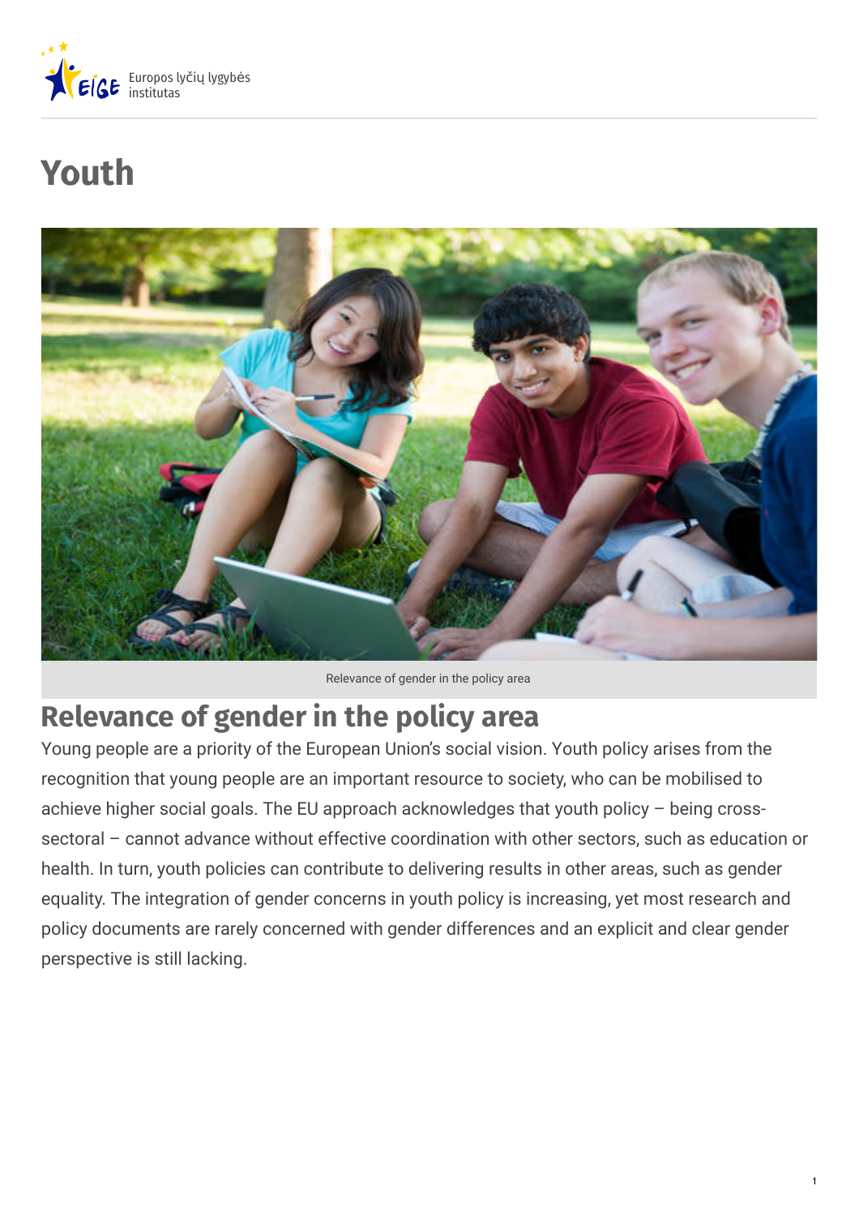Europos lyčių lygybės institutas

# Youth

Relevance of gender in the policy area

## Relevance of gender in the policy area

Young people are a priority of the European Union's social vision. Youth policy arises from the recognition that young people are an important resource to society, who can be mobilised to achieve higher social goals. The EU approach acknowledges that youth policy – being cross-sectoral – cannot advance without effective coordination with other sectors, such as education or health. In turn, youth policies can contribute to delivering results in other areas, such as gender equality. The integration of gender concerns in youth policy is increasing, yet most research and policy documents are rarely concerned with gender differences and an explicit and clear gender perspective is still lacking.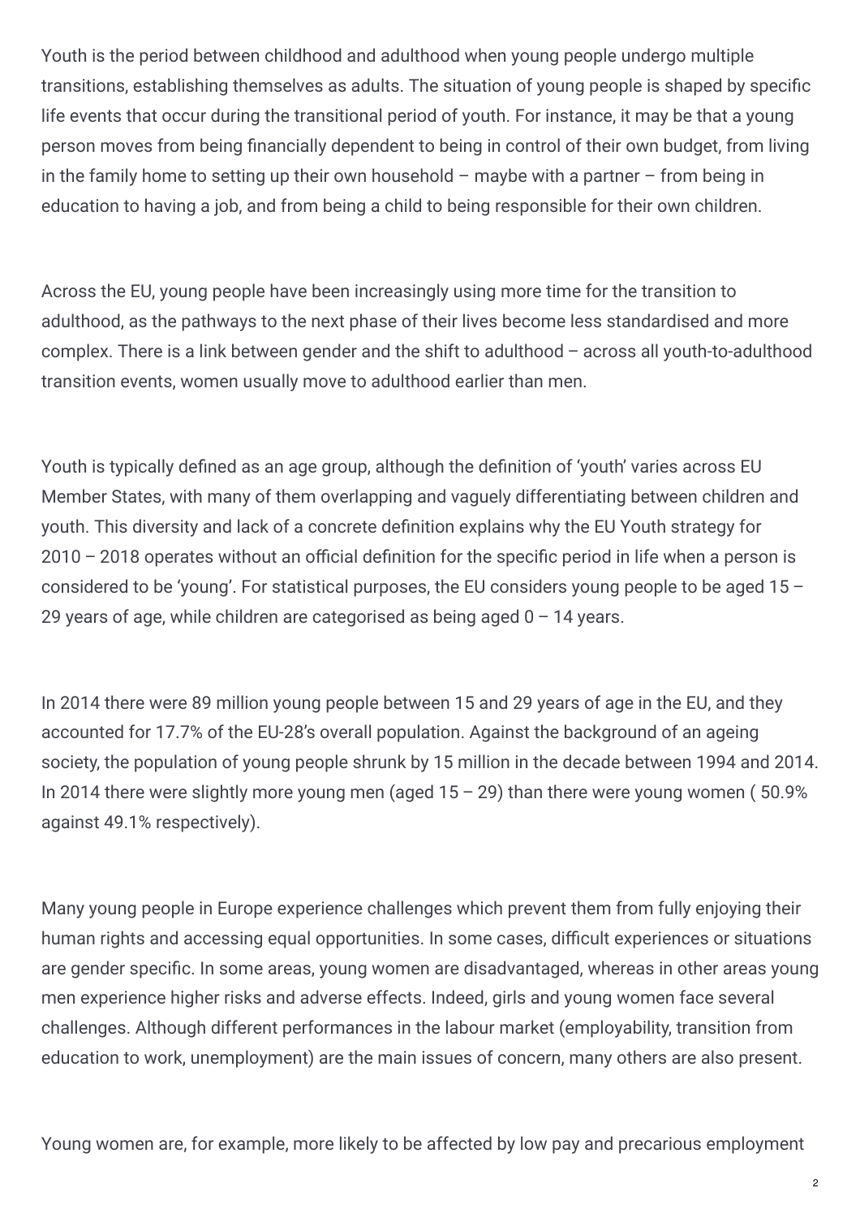Youth is the period between childhood and adulthood when young people undergo multiple transitions, establishing themselves as adults. The situation of young people is shaped by specific life events that occur during the transitional period of youth. For instance, it may be that a young person moves from being financially dependent to being in control of their own budget, from living in the family home to setting up their own household – maybe with a partner – from being in education to having a job, and from being a child to being responsible for their own children.

Across the EU, young people have been increasingly using more time for the transition to adulthood, as the pathways to the next phase of their lives become less standardised and more complex. There is a link between gender and the shift to adulthood – across all youth-to-adulthood transition events, women usually move to adulthood earlier than men.

Youth is typically defined as an age group, although the definition of 'youth' varies across EU Member States, with many of them overlapping and vaguely differentiating between children and youth. This diversity and lack of a concrete definition explains why the EU Youth strategy for 2010 – 2018 operates without an official definition for the specific period in life when a person is considered to be 'young'. For statistical purposes, the EU considers young people to be aged 15 – 29 years of age, while children are categorised as being aged 0 – 14 years.

In 2014 there were 89 million young people between 15 and 29 years of age in the EU, and they accounted for 17.7% of the EU-28's overall population. Against the background of an ageing society, the population of young people shrunk by 15 million in the decade between 1994 and 2014. In 2014 there were slightly more young men (aged 15 – 29) than there were young women ( 50.9% against 49.1% respectively).

Many young people in Europe experience challenges which prevent them from fully enjoying their human rights and accessing equal opportunities. In some cases, difficult experiences or situations are gender specific. In some areas, young women are disadvantaged, whereas in other areas young men experience higher risks and adverse effects. Indeed, girls and young women face several challenges. Although different performances in the labour market (employability, transition from education to work, unemployment) are the main issues of concern, many others are also present.

Young women are, for example, more likely to be affected by low pay and precarious employment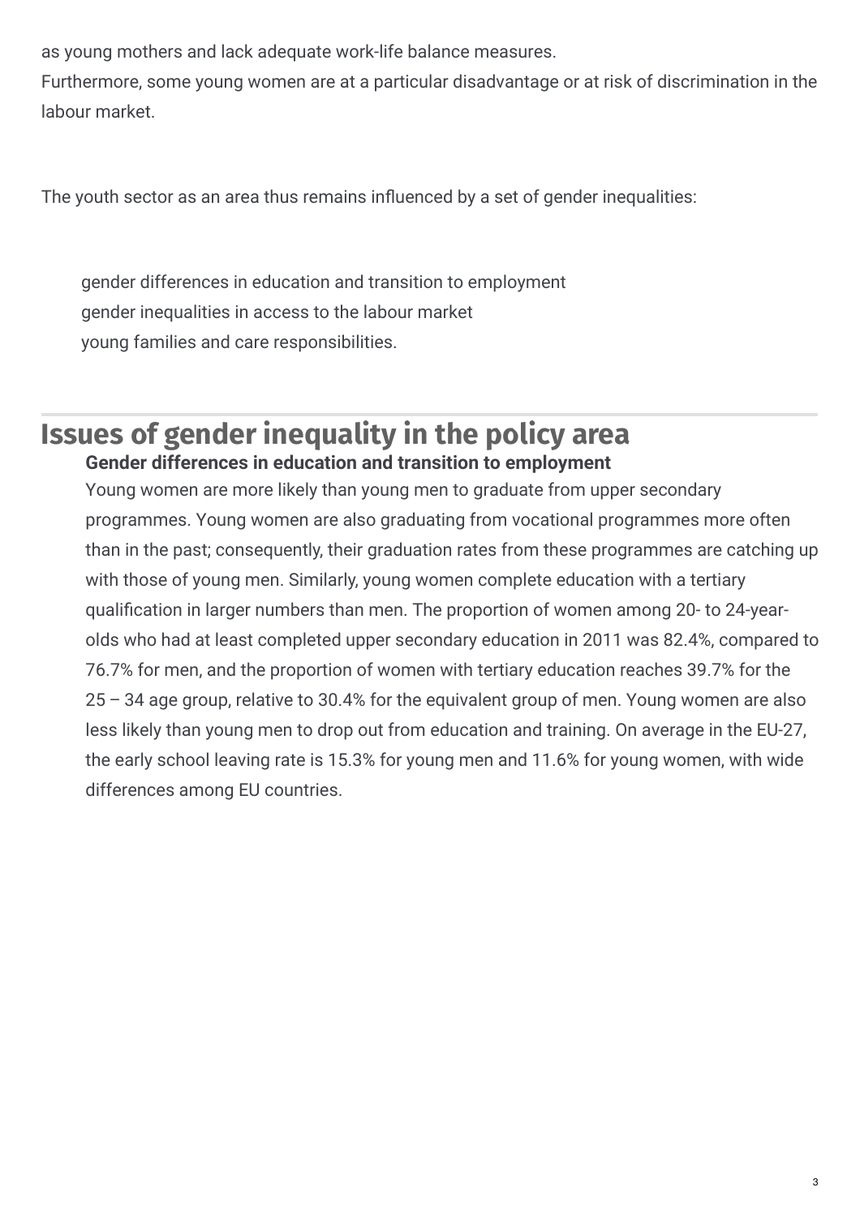as young mothers and lack adequate work-life balance measures.

Furthermore, some young women are at a particular disadvantage or at risk of discrimination in the labour market.

The youth sector as an area thus remains influenced by a set of gender inequalities:

- gender differences in education and transition to employment
- gender inequalities in access to the labour market
- young families and care responsibilities.

## Issues of gender inequality in the policy area

**Gender differences in education and transition to employment**

Young women are more likely than young men to graduate from upper secondary programmes. Young women are also graduating from vocational programmes more often than in the past; consequently, their graduation rates from these programmes are catching up with those of young men. Similarly, young women complete education with a tertiary qualification in larger numbers than men. The proportion of women among 20- to 24-year-olds who had at least completed upper secondary education in 2011 was 82.4%, compared to 76.7% for men, and the proportion of women with tertiary education reaches 39.7% for the 25 – 34 age group, relative to 30.4% for the equivalent group of men. Young women are also less likely than young men to drop out from education and training. On average in the EU-27, the early school leaving rate is 15.3% for young men and 11.6% for young women, with wide differences among EU countries.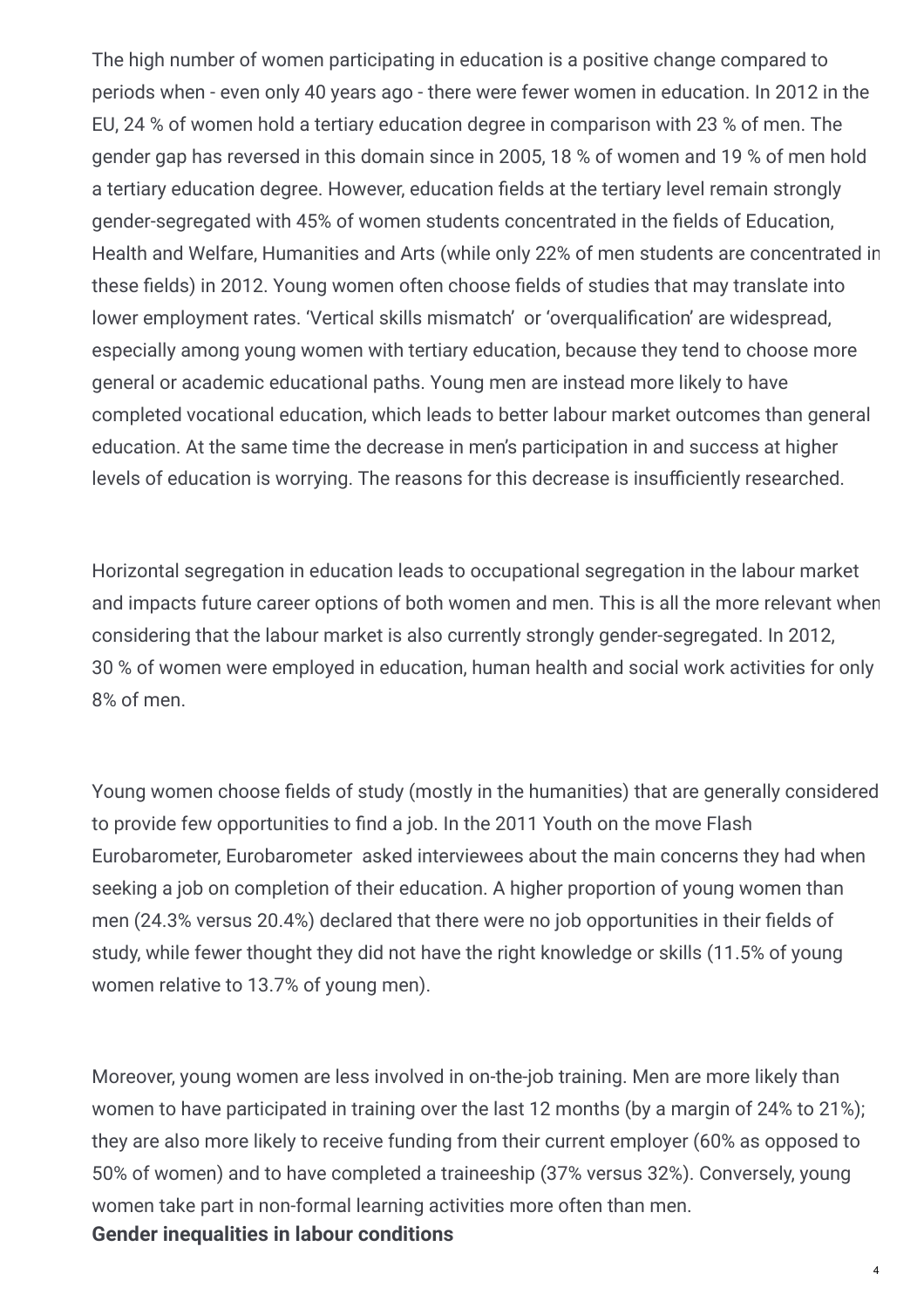The high number of women participating in education is a positive change compared to periods when - even only 40 years ago - there were fewer women in education. In 2012 in the EU, 24 % of women hold a tertiary education degree in comparison with 23 % of men. The gender gap has reversed in this domain since in 2005, 18 % of women and 19 % of men hold a tertiary education degree. However, education fields at the tertiary level remain strongly gender-segregated with 45% of women students concentrated in the fields of Education, Health and Welfare, Humanities and Arts (while only 22% of men students are concentrated in these fields) in 2012. Young women often choose fields of studies that may translate into lower employment rates. 'Vertical skills mismatch' or 'overqualification' are widespread, especially among young women with tertiary education, because they tend to choose more general or academic educational paths. Young men are instead more likely to have completed vocational education, which leads to better labour market outcomes than general education. At the same time the decrease in men's participation in and success at higher levels of education is worrying. The reasons for this decrease is insufficiently researched.

Horizontal segregation in education leads to occupational segregation in the labour market and impacts future career options of both women and men. This is all the more relevant when considering that the labour market is also currently strongly gender-segregated. In 2012, 30 % of women were employed in education, human health and social work activities for only 8% of men.

Young women choose fields of study (mostly in the humanities) that are generally considered to provide few opportunities to find a job. In the 2011 Youth on the move Flash Eurobarometer, Eurobarometer asked interviewees about the main concerns they had when seeking a job on completion of their education. A higher proportion of young women than men (24.3% versus 20.4%) declared that there were no job opportunities in their fields of study, while fewer thought they did not have the right knowledge or skills (11.5% of young women relative to 13.7% of young men).

Moreover, young women are less involved in on-the-job training. Men are more likely than women to have participated in training over the last 12 months (by a margin of 24% to 21%); they are also more likely to receive funding from their current employer (60% as opposed to 50% of women) and to have completed a traineeship (37% versus 32%). Conversely, young women take part in non-formal learning activities more often than men.

**Gender inequalities in labour conditions**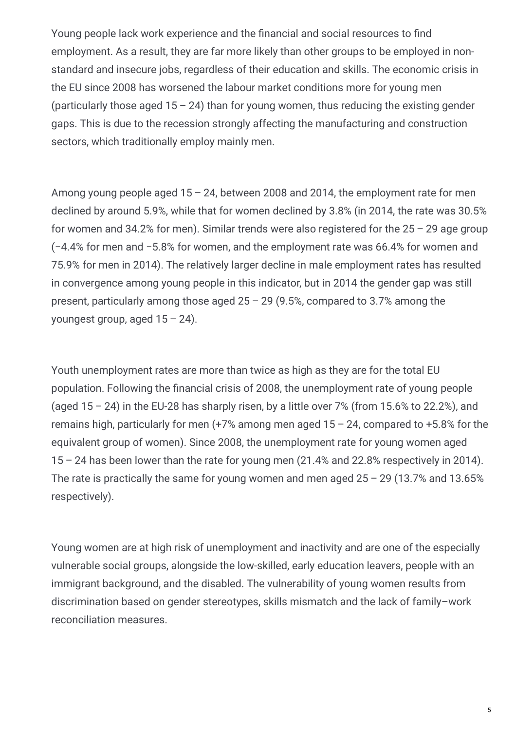Young people lack work experience and the financial and social resources to find employment. As a result, they are far more likely than other groups to be employed in non-standard and insecure jobs, regardless of their education and skills. The economic crisis in the EU since 2008 has worsened the labour market conditions more for young men (particularly those aged 15 – 24) than for young women, thus reducing the existing gender gaps. This is due to the recession strongly affecting the manufacturing and construction sectors, which traditionally employ mainly men.

Among young people aged 15 – 24, between 2008 and 2014, the employment rate for men declined by around 5.9%, while that for women declined by 3.8% (in 2014, the rate was 30.5% for women and 34.2% for men). Similar trends were also registered for the 25 – 29 age group (−4.4% for men and −5.8% for women, and the employment rate was 66.4% for women and 75.9% for men in 2014). The relatively larger decline in male employment rates has resulted in convergence among young people in this indicator, but in 2014 the gender gap was still present, particularly among those aged 25 – 29 (9.5%, compared to 3.7% among the youngest group, aged 15 – 24).

Youth unemployment rates are more than twice as high as they are for the total EU population. Following the financial crisis of 2008, the unemployment rate of young people (aged 15 – 24) in the EU-28 has sharply risen, by a little over 7% (from 15.6% to 22.2%), and remains high, particularly for men (+7% among men aged 15 – 24, compared to +5.8% for the equivalent group of women). Since 2008, the unemployment rate for young women aged 15 – 24 has been lower than the rate for young men (21.4% and 22.8% respectively in 2014). The rate is practically the same for young women and men aged 25 – 29 (13.7% and 13.65% respectively).

Young women are at high risk of unemployment and inactivity and are one of the especially vulnerable social groups, alongside the low-skilled, early education leavers, people with an immigrant background, and the disabled. The vulnerability of young women results from discrimination based on gender stereotypes, skills mismatch and the lack of family–work reconciliation measures.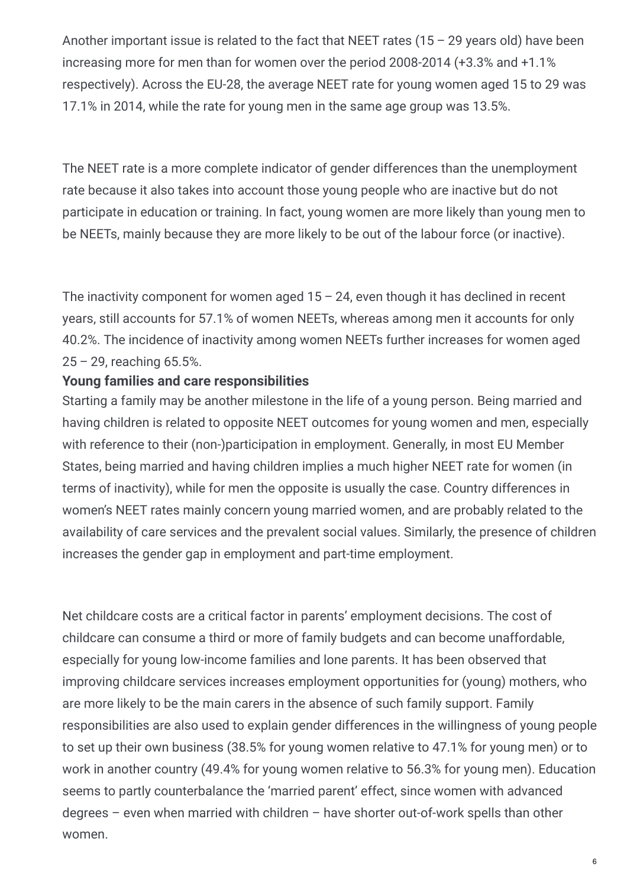Another important issue is related to the fact that NEET rates (15 – 29 years old) have been increasing more for men than for women over the period 2008-2014 (+3.3% and +1.1% respectively). Across the EU-28, the average NEET rate for young women aged 15 to 29 was 17.1% in 2014, while the rate for young men in the same age group was 13.5%.

The NEET rate is a more complete indicator of gender differences than the unemployment rate because it also takes into account those young people who are inactive but do not participate in education or training. In fact, young women are more likely than young men to be NEETs, mainly because they are more likely to be out of the labour force (or inactive).

The inactivity component for women aged 15 – 24, even though it has declined in recent years, still accounts for 57.1% of women NEETs, whereas among men it accounts for only 40.2%. The incidence of inactivity among women NEETs further increases for women aged 25 – 29, reaching 65.5%.

**Young families and care responsibilities**

Starting a family may be another milestone in the life of a young person. Being married and having children is related to opposite NEET outcomes for young women and men, especially with reference to their (non-)participation in employment. Generally, in most EU Member States, being married and having children implies a much higher NEET rate for women (in terms of inactivity), while for men the opposite is usually the case. Country differences in women's NEET rates mainly concern young married women, and are probably related to the availability of care services and the prevalent social values. Similarly, the presence of children increases the gender gap in employment and part-time employment.

Net childcare costs are a critical factor in parents' employment decisions. The cost of childcare can consume a third or more of family budgets and can become unaffordable, especially for young low-income families and lone parents. It has been observed that improving childcare services increases employment opportunities for (young) mothers, who are more likely to be the main carers in the absence of such family support. Family responsibilities are also used to explain gender differences in the willingness of young people to set up their own business (38.5% for young women relative to 47.1% for young men) or to work in another country (49.4% for young women relative to 56.3% for young men). Education seems to partly counterbalance the 'married parent' effect, since women with advanced degrees – even when married with children – have shorter out-of-work spells than other women.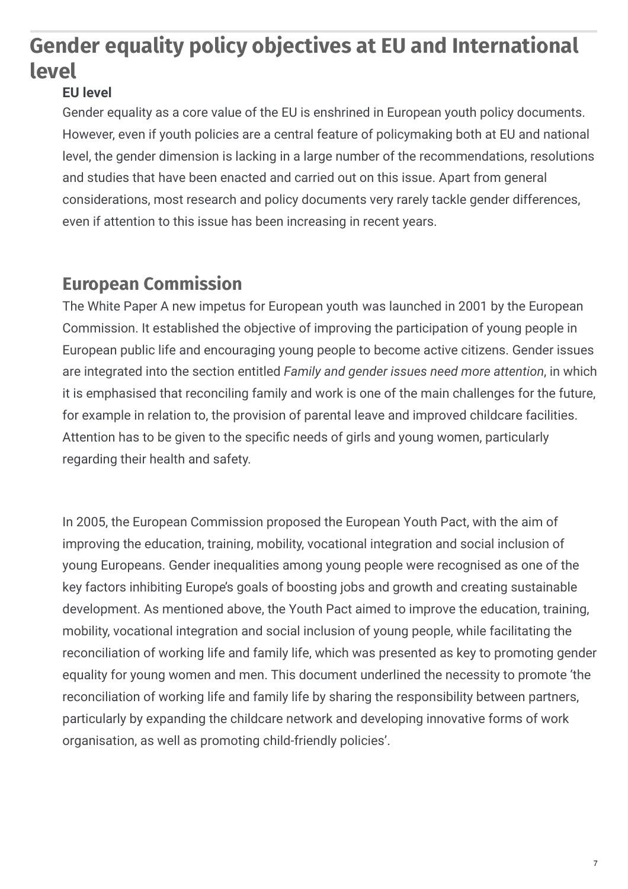# Gender equality policy objectives at EU and International level

**EU level**

Gender equality as a core value of the EU is enshrined in European youth policy documents. However, even if youth policies are a central feature of policymaking both at EU and national level, the gender dimension is lacking in a large number of the recommendations, resolutions and studies that have been enacted and carried out on this issue. Apart from general considerations, most research and policy documents very rarely tackle gender differences, even if attention to this issue has been increasing in recent years.

## European Commission

The White Paper A new impetus for European youth was launched in 2001 by the European Commission. It established the objective of improving the participation of young people in European public life and encouraging young people to become active citizens. Gender issues are integrated into the section entitled *Family and gender issues need more attention*, in which it is emphasised that reconciling family and work is one of the main challenges for the future, for example in relation to, the provision of parental leave and improved childcare facilities. Attention has to be given to the specific needs of girls and young women, particularly regarding their health and safety.

In 2005, the European Commission proposed the European Youth Pact, with the aim of improving the education, training, mobility, vocational integration and social inclusion of young Europeans. Gender inequalities among young people were recognised as one of the key factors inhibiting Europe's goals of boosting jobs and growth and creating sustainable development. As mentioned above, the Youth Pact aimed to improve the education, training, mobility, vocational integration and social inclusion of young people, while facilitating the reconciliation of working life and family life, which was presented as key to promoting gender equality for young women and men. This document underlined the necessity to promote 'the reconciliation of working life and family life by sharing the responsibility between partners, particularly by expanding the childcare network and developing innovative forms of work organisation, as well as promoting child-friendly policies'.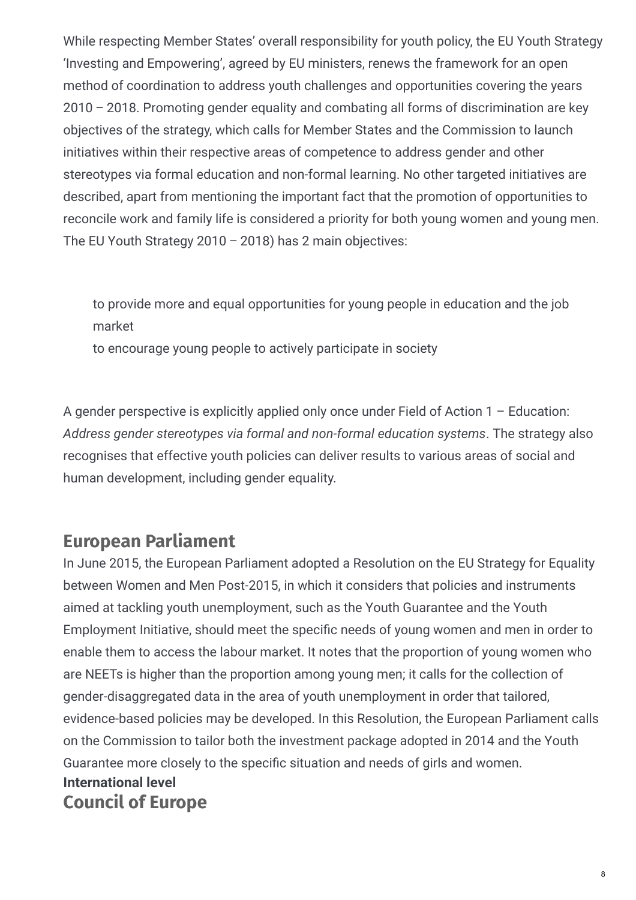While respecting Member States' overall responsibility for youth policy, the EU Youth Strategy 'Investing and Empowering', agreed by EU ministers, renews the framework for an open method of coordination to address youth challenges and opportunities covering the years 2010 – 2018. Promoting gender equality and combating all forms of discrimination are key objectives of the strategy, which calls for Member States and the Commission to launch initiatives within their respective areas of competence to address gender and other stereotypes via formal education and non-formal learning. No other targeted initiatives are described, apart from mentioning the important fact that the promotion of opportunities to reconcile work and family life is considered a priority for both young women and young men. The EU Youth Strategy 2010 – 2018) has 2 main objectives:

- to provide more and equal opportunities for young people in education and the job market
- to encourage young people to actively participate in society

A gender perspective is explicitly applied only once under Field of Action 1 – Education: *Address gender stereotypes via formal and non-formal education systems*. The strategy also recognises that effective youth policies can deliver results to various areas of social and human development, including gender equality.

## European Parliament

In June 2015, the European Parliament adopted a Resolution on the EU Strategy for Equality between Women and Men Post-2015, in which it considers that policies and instruments aimed at tackling youth unemployment, such as the Youth Guarantee and the Youth Employment Initiative, should meet the specific needs of young women and men in order to enable them to access the labour market. It notes that the proportion of young women who are NEETs is higher than the proportion among young men; it calls for the collection of gender-disaggregated data in the area of youth unemployment in order that tailored, evidence-based policies may be developed. In this Resolution, the European Parliament calls on the Commission to tailor both the investment package adopted in 2014 and the Youth Guarantee more closely to the specific situation and needs of girls and women.

**International level**

## Council of Europe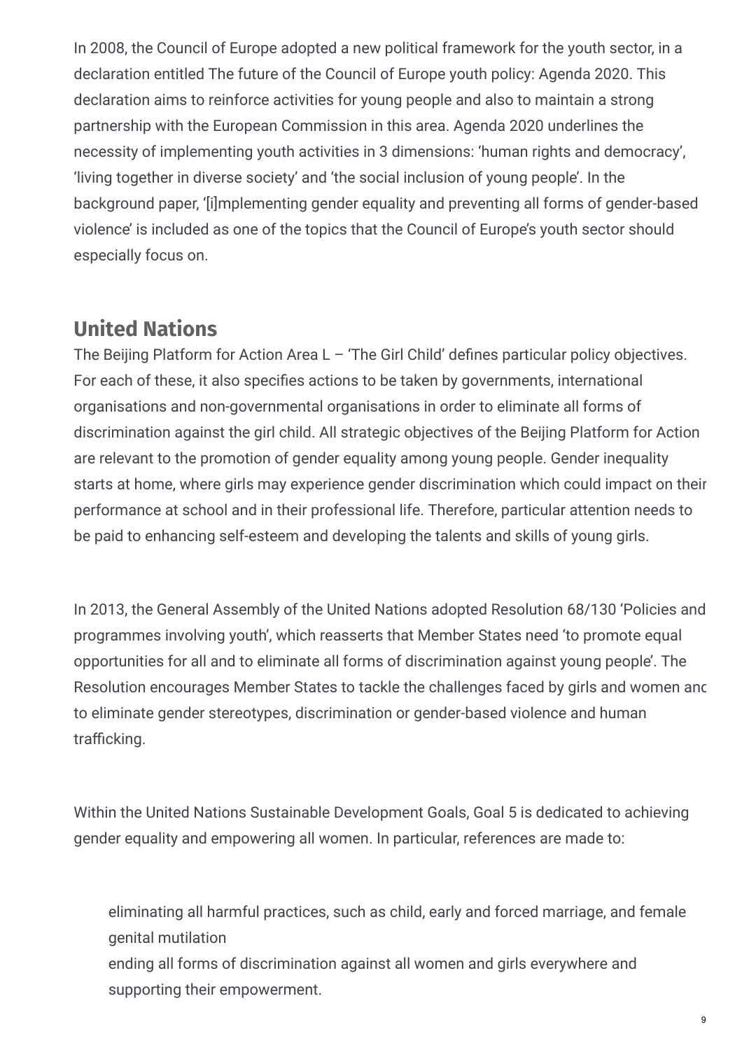In 2008, the Council of Europe adopted a new political framework for the youth sector, in a declaration entitled The future of the Council of Europe youth policy: Agenda 2020. This declaration aims to reinforce activities for young people and also to maintain a strong partnership with the European Commission in this area. Agenda 2020 underlines the necessity of implementing youth activities in 3 dimensions: 'human rights and democracy', 'living together in diverse society' and 'the social inclusion of young people'. In the background paper, '[i]mplementing gender equality and preventing all forms of gender-based violence' is included as one of the topics that the Council of Europe's youth sector should especially focus on.

## United Nations

The Beijing Platform for Action Area L – 'The Girl Child' defines particular policy objectives. For each of these, it also specifies actions to be taken by governments, international organisations and non-governmental organisations in order to eliminate all forms of discrimination against the girl child. All strategic objectives of the Beijing Platform for Action are relevant to the promotion of gender equality among young people. Gender inequality starts at home, where girls may experience gender discrimination which could impact on their performance at school and in their professional life. Therefore, particular attention needs to be paid to enhancing self-esteem and developing the talents and skills of young girls.

In 2013, the General Assembly of the United Nations adopted Resolution 68/130 'Policies and programmes involving youth', which reasserts that Member States need 'to promote equal opportunities for all and to eliminate all forms of discrimination against young people'. The Resolution encourages Member States to tackle the challenges faced by girls and women and to eliminate gender stereotypes, discrimination or gender-based violence and human trafficking.

Within the United Nations Sustainable Development Goals, Goal 5 is dedicated to achieving gender equality and empowering all women. In particular, references are made to:

- eliminating all harmful practices, such as child, early and forced marriage, and female genital mutilation
- ending all forms of discrimination against all women and girls everywhere and supporting their empowerment.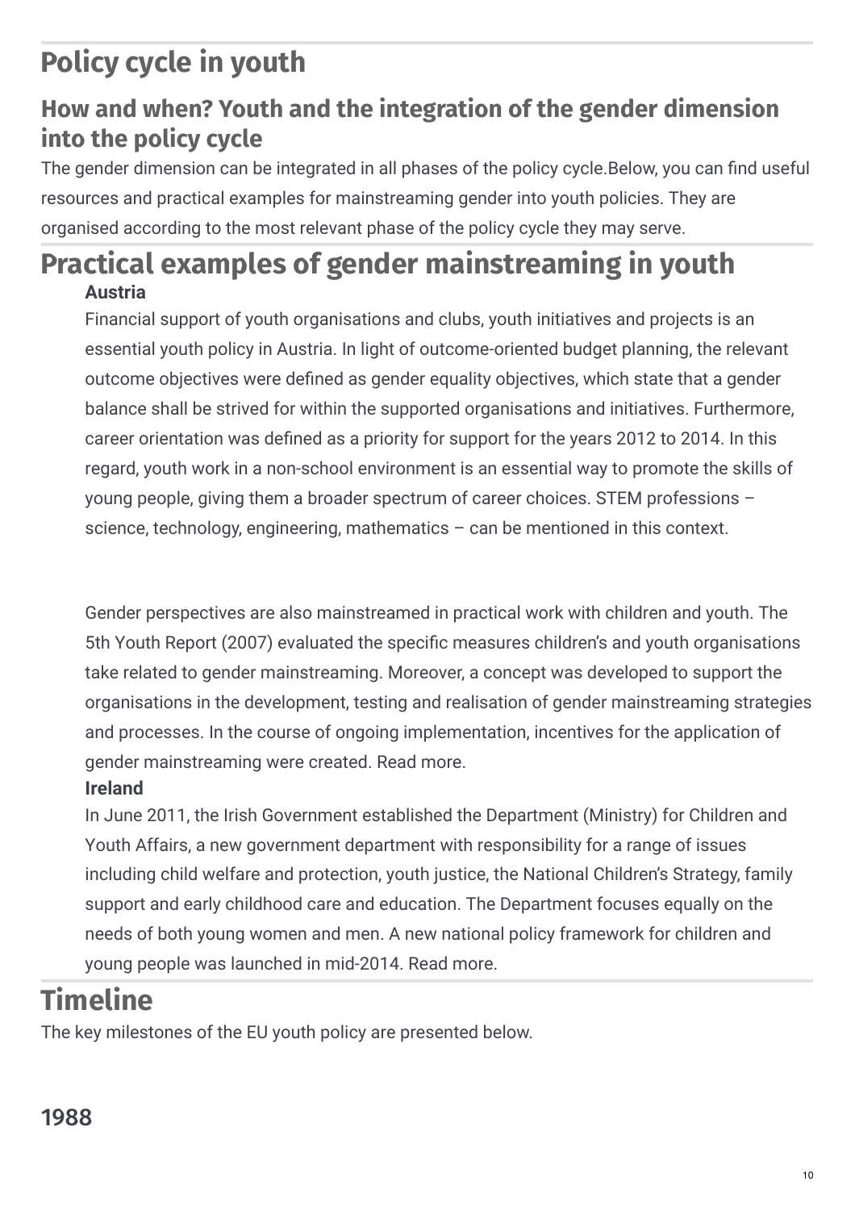# Policy cycle in youth

## How and when? Youth and the integration of the gender dimension into the policy cycle

The gender dimension can be integrated in all phases of the policy cycle.Below, you can find useful resources and practical examples for mainstreaming gender into youth policies. They are organised according to the most relevant phase of the policy cycle they may serve.

# Practical examples of gender mainstreaming in youth

**Austria**

Financial support of youth organisations and clubs, youth initiatives and projects is an essential youth policy in Austria. In light of outcome-oriented budget planning, the relevant outcome objectives were defined as gender equality objectives, which state that a gender balance shall be strived for within the supported organisations and initiatives. Furthermore, career orientation was defined as a priority for support for the years 2012 to 2014. In this regard, youth work in a non-school environment is an essential way to promote the skills of young people, giving them a broader spectrum of career choices. STEM professions – science, technology, engineering, mathematics – can be mentioned in this context.

Gender perspectives are also mainstreamed in practical work with children and youth. The 5th Youth Report (2007) evaluated the specific measures children's and youth organisations take related to gender mainstreaming. Moreover, a concept was developed to support the organisations in the development, testing and realisation of gender mainstreaming strategies and processes. In the course of ongoing implementation, incentives for the application of gender mainstreaming were created. Read more.

**Ireland**

In June 2011, the Irish Government established the Department (Ministry) for Children and Youth Affairs, a new government department with responsibility for a range of issues including child welfare and protection, youth justice, the National Children's Strategy, family support and early childhood care and education. The Department focuses equally on the needs of both young women and men. A new national policy framework for children and young people was launched in mid-2014. Read more.

# Timeline

The key milestones of the EU youth policy are presented below.

### 1988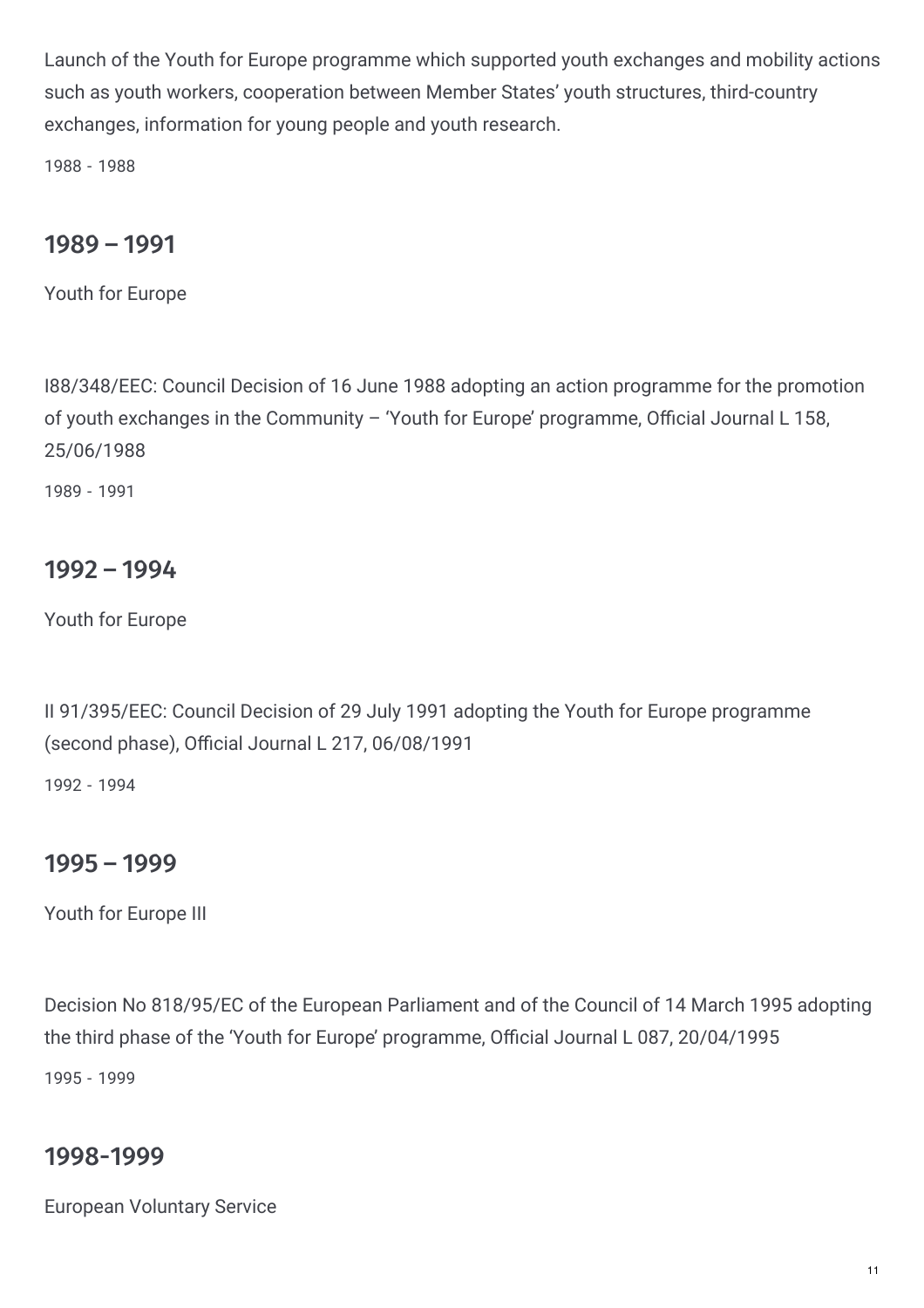Launch of the Youth for Europe programme which supported youth exchanges and mobility actions such as youth workers, cooperation between Member States' youth structures, third-country exchanges, information for young people and youth research.

1988 - 1988

## 1989 – 1991

Youth for Europe

I88/348/EEC: Council Decision of 16 June 1988 adopting an action programme for the promotion of youth exchanges in the Community – 'Youth for Europe' programme, Official Journal L 158, 25/06/1988

1989 - 1991

## 1992 – 1994

Youth for Europe

II 91/395/EEC: Council Decision of 29 July 1991 adopting the Youth for Europe programme (second phase), Official Journal L 217, 06/08/1991

1992 - 1994

## 1995 – 1999

Youth for Europe III

Decision No 818/95/EC of the European Parliament and of the Council of 14 March 1995 adopting the third phase of the 'Youth for Europe' programme, Official Journal L 087, 20/04/1995

1995 - 1999

## 1998-1999

European Voluntary Service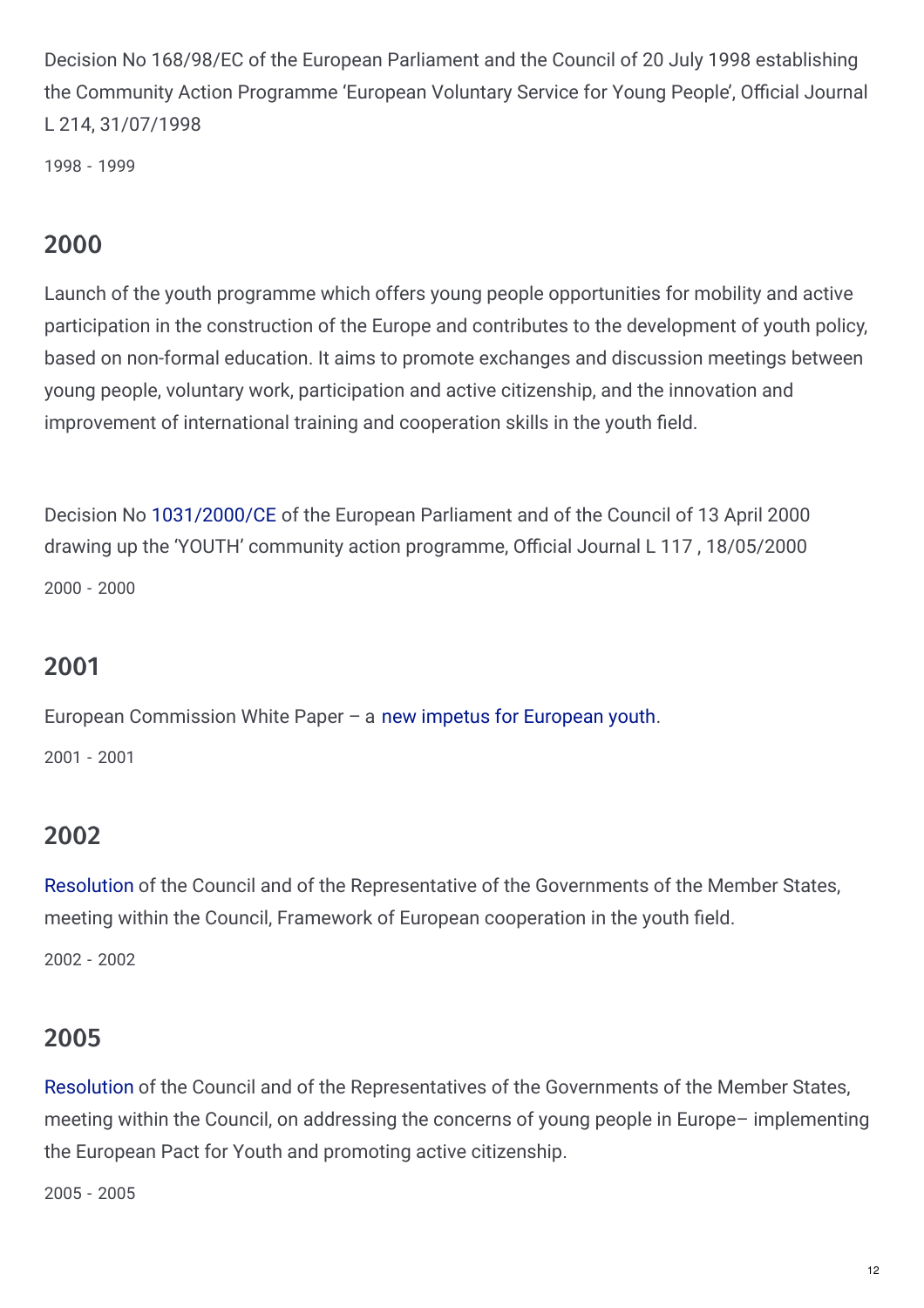Decision No 168/98/EC of the European Parliament and the Council of 20 July 1998 establishing the Community Action Programme 'European Voluntary Service for Young People', Official Journal L 214, 31/07/1998

1998 - 1999

## 2000

Launch of the youth programme which offers young people opportunities for mobility and active participation in the construction of the Europe and contributes to the development of youth policy, based on non-formal education. It aims to promote exchanges and discussion meetings between young people, voluntary work, participation and active citizenship, and the innovation and improvement of international training and cooperation skills in the youth field.

Decision No 1031/2000/CE of the European Parliament and of the Council of 13 April 2000 drawing up the 'YOUTH' community action programme, Official Journal L 117 , 18/05/2000

2000 - 2000

## 2001

European Commission White Paper – a new impetus for European youth.

2001 - 2001

## 2002

Resolution of the Council and of the Representative of the Governments of the Member States, meeting within the Council, Framework of European cooperation in the youth field.

2002 - 2002

## 2005

Resolution of the Council and of the Representatives of the Governments of the Member States, meeting within the Council, on addressing the concerns of young people in Europe– implementing the European Pact for Youth and promoting active citizenship.

2005 - 2005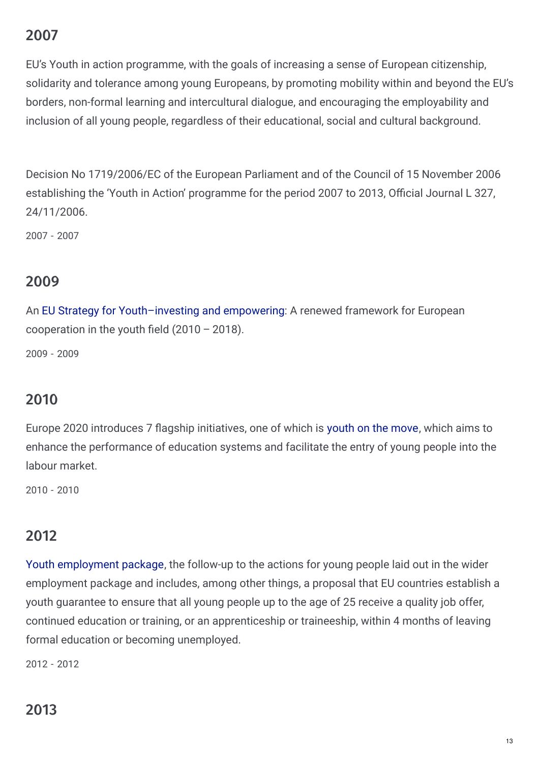## 2007

EU's Youth in action programme, with the goals of increasing a sense of European citizenship, solidarity and tolerance among young Europeans, by promoting mobility within and beyond the EU's borders, non-formal learning and intercultural dialogue, and encouraging the employability and inclusion of all young people, regardless of their educational, social and cultural background.

Decision No 1719/2006/EC of the European Parliament and of the Council of 15 November 2006 establishing the 'Youth in Action' programme for the period 2007 to 2013, Official Journal L 327, 24/11/2006.

2007 - 2007

## 2009

An EU Strategy for Youth–investing and empowering: A renewed framework for European cooperation in the youth field (2010 – 2018).

2009 - 2009

## 2010

Europe 2020 introduces 7 flagship initiatives, one of which is youth on the move, which aims to enhance the performance of education systems and facilitate the entry of young people into the labour market.

2010 - 2010

## 2012

Youth employment package, the follow-up to the actions for young people laid out in the wider employment package and includes, among other things, a proposal that EU countries establish a youth guarantee to ensure that all young people up to the age of 25 receive a quality job offer, continued education or training, or an apprenticeship or traineeship, within 4 months of leaving formal education or becoming unemployed.

2012 - 2012

## 2013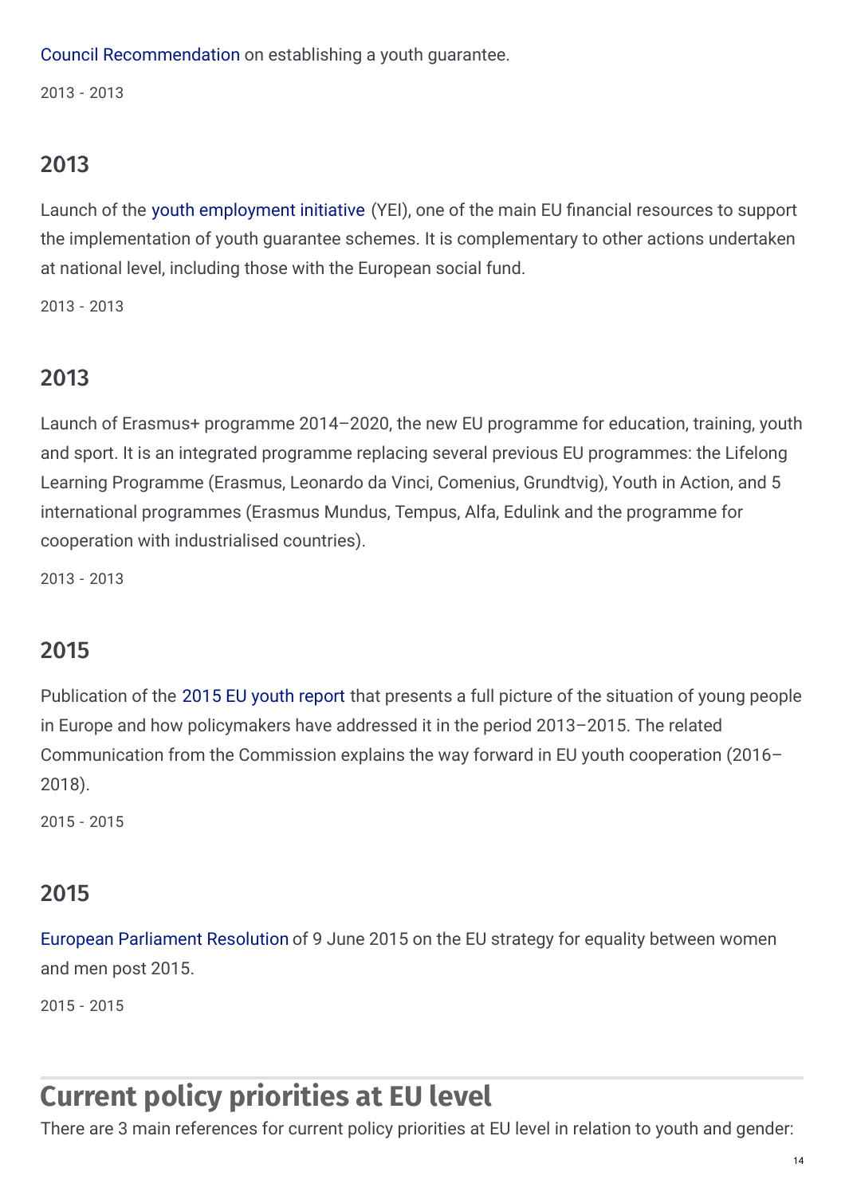Council Recommendation on establishing a youth guarantee.

2013 - 2013

## 2013

Launch of the youth employment initiative (YEI), one of the main EU financial resources to support the implementation of youth guarantee schemes. It is complementary to other actions undertaken at national level, including those with the European social fund.

2013 - 2013

## 2013

Launch of Erasmus+ programme 2014–2020, the new EU programme for education, training, youth and sport. It is an integrated programme replacing several previous EU programmes: the Lifelong Learning Programme (Erasmus, Leonardo da Vinci, Comenius, Grundtvig), Youth in Action, and 5 international programmes (Erasmus Mundus, Tempus, Alfa, Edulink and the programme for cooperation with industrialised countries).

2013 - 2013

## 2015

Publication of the 2015 EU youth report that presents a full picture of the situation of young people in Europe and how policymakers have addressed it in the period 2013–2015. The related Communication from the Commission explains the way forward in EU youth cooperation (2016–2018).

2015 - 2015

## 2015

European Parliament Resolution of 9 June 2015 on the EU strategy for equality between women and men post 2015.

2015 - 2015

# Current policy priorities at EU level

There are 3 main references for current policy priorities at EU level in relation to youth and gender: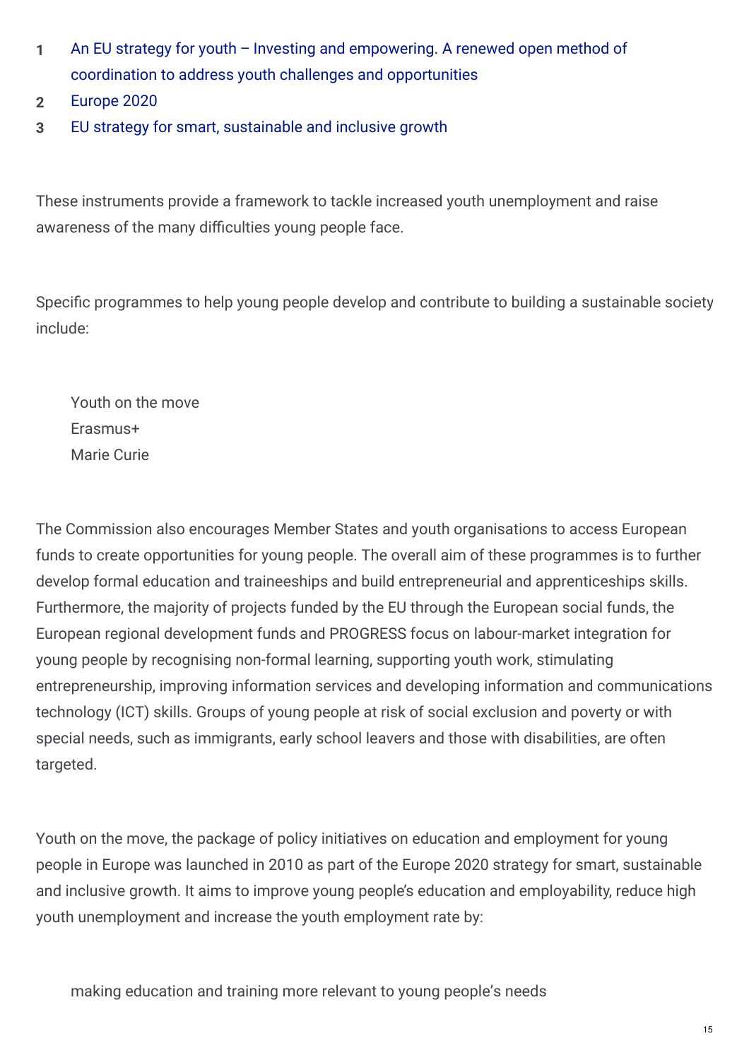1. An EU strategy for youth – Investing and empowering. A renewed open method of coordination to address youth challenges and opportunities
2. Europe 2020
3. EU strategy for smart, sustainable and inclusive growth

These instruments provide a framework to tackle increased youth unemployment and raise awareness of the many difficulties young people face.

Specific programmes to help young people develop and contribute to building a sustainable society include:

- Youth on the move
- Erasmus+
- Marie Curie

The Commission also encourages Member States and youth organisations to access European funds to create opportunities for young people. The overall aim of these programmes is to further develop formal education and traineeships and build entrepreneurial and apprenticeships skills. Furthermore, the majority of projects funded by the EU through the European social funds, the European regional development funds and PROGRESS focus on labour-market integration for young people by recognising non-formal learning, supporting youth work, stimulating entrepreneurship, improving information services and developing information and communications technology (ICT) skills. Groups of young people at risk of social exclusion and poverty or with special needs, such as immigrants, early school leavers and those with disabilities, are often targeted.

Youth on the move, the package of policy initiatives on education and employment for young people in Europe was launched in 2010 as part of the Europe 2020 strategy for smart, sustainable and inclusive growth. It aims to improve young people's education and employability, reduce high youth unemployment and increase the youth employment rate by:

- making education and training more relevant to young people's needs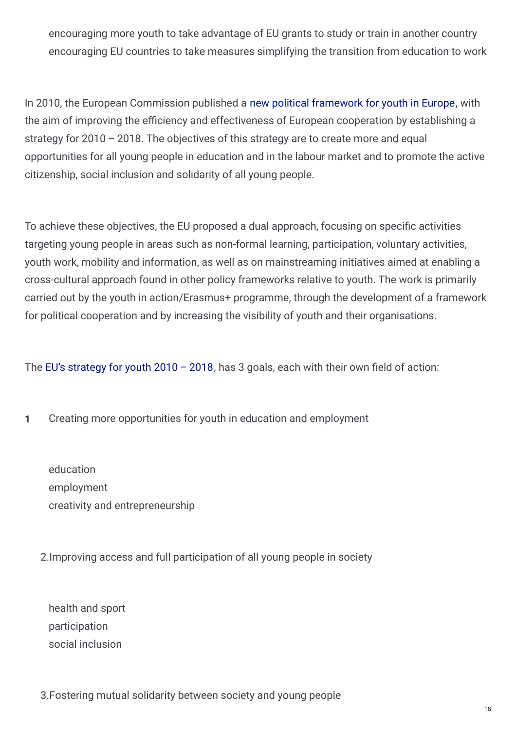- encouraging more youth to take advantage of EU grants to study or train in another country
- encouraging EU countries to take measures simplifying the transition from education to work

In 2010, the European Commission published a new political framework for youth in Europe, with the aim of improving the efficiency and effectiveness of European cooperation by establishing a strategy for 2010 – 2018. The objectives of this strategy are to create more and equal opportunities for all young people in education and in the labour market and to promote the active citizenship, social inclusion and solidarity of all young people.

To achieve these objectives, the EU proposed a dual approach, focusing on specific activities targeting young people in areas such as non-formal learning, participation, voluntary activities, youth work, mobility and information, as well as on mainstreaming initiatives aimed at enabling a cross-cultural approach found in other policy frameworks relative to youth. The work is primarily carried out by the youth in action/Erasmus+ programme, through the development of a framework for political cooperation and by increasing the visibility of youth and their organisations.

The EU's strategy for youth 2010 – 2018, has 3 goals, each with their own field of action:

1. Creating more opportunities for youth in education and employment

   - education
   - employment
   - creativity and entrepreneurship

2. Improving access and full participation of all young people in society

   - health and sport
   - participation
   - social inclusion

3. Fostering mutual solidarity between society and young people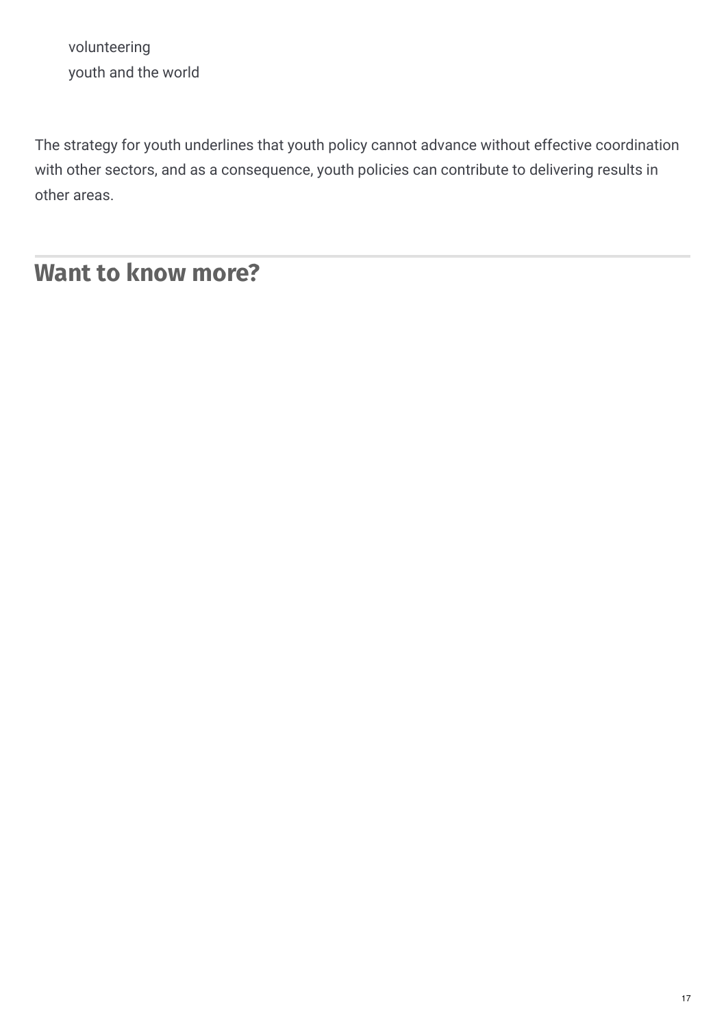- volunteering
- youth and the world

The strategy for youth underlines that youth policy cannot advance without effective coordination with other sectors, and as a consequence, youth policies can contribute to delivering results in other areas.

## Want to know more?